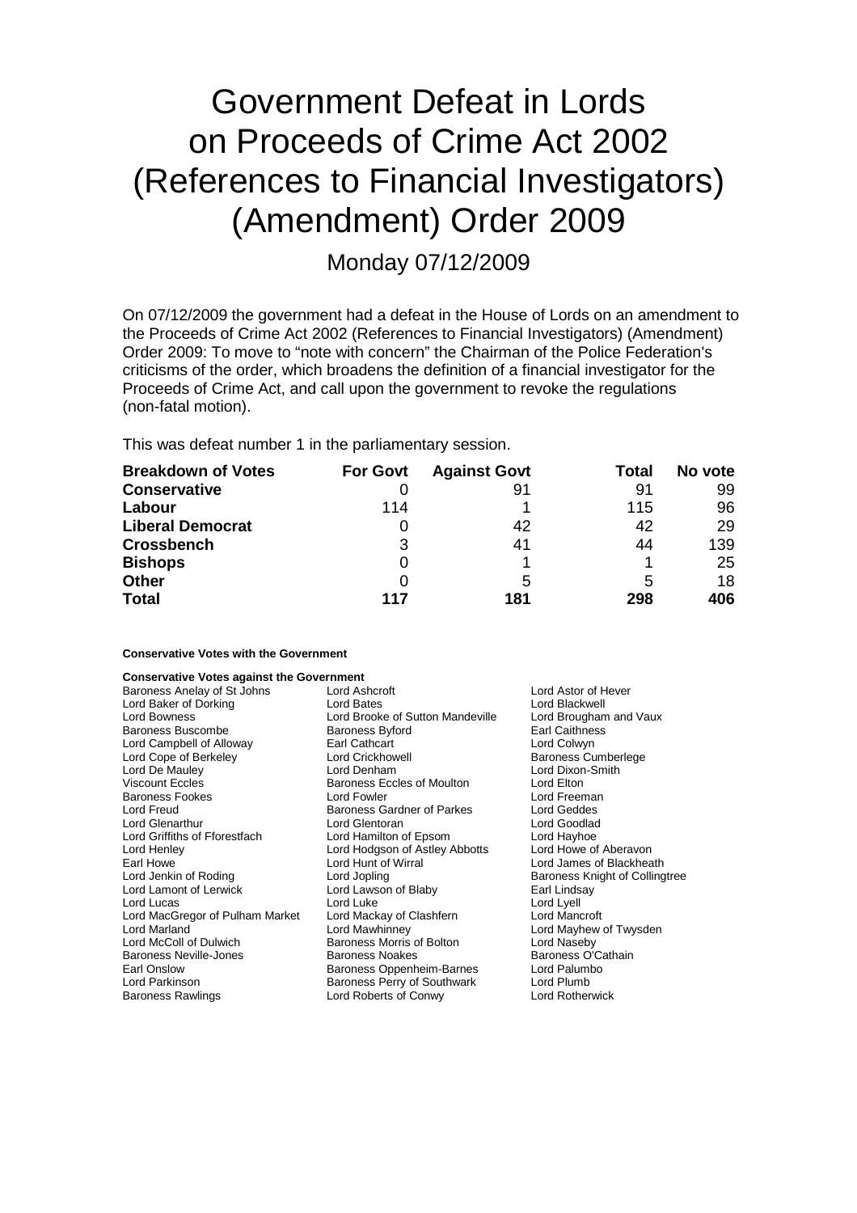# Government Defeat in Lords on Proceeds of Crime Act 2002 (References to Financial Investigators) (Amendment) Order 2009

Monday 07/12/2009

On 07/12/2009 the government had a defeat in the House of Lords on an amendment to the Proceeds of Crime Act 2002 (References to Financial Investigators) (Amendment) Order 2009: To move to "note with concern" the Chairman of the Police Federation's criticisms of the order, which broadens the definition of a financial investigator for the Proceeds of Crime Act, and call upon the government to revoke the regulations (non-fatal motion).

This was defeat number 1 in the parliamentary session.

| **Breakdown of Votes** | **For Govt** | **Against Govt** | **Total** | **No vote** |
|---|---|---|---|---|
| **Conservative** | 0 | 91 | 91 | 99 |
| **Labour** | 114 | 1 | 115 | 96 |
| **Liberal Democrat** | 0 | 42 | 42 | 29 |
| **Crossbench** | 3 | 41 | 44 | 139 |
| **Bishops** | 0 | 1 | 1 | 25 |
| **Other** | 0 | 5 | 5 | 18 |
| **Total** | **117** | **181** | **298** | **406** |

**Conservative Votes with the Government**

**Conservative Votes against the Government**

| | | |
|---|---|---|
| Baroness Anelay of St Johns | Lord Ashcroft | Lord Astor of Hever |
| Lord Baker of Dorking | Lord Bates | Lord Blackwell |
| Lord Bowness | Lord Brooke of Sutton Mandeville | Lord Brougham and Vaux |
| Baroness Buscombe | Baroness Byford | Earl Caithness |
| Lord Campbell of Alloway | Earl Cathcart | Lord Colwyn |
| Lord Cope of Berkeley | Lord Crickhowell | Baroness Cumberlege |
| Lord De Mauley | Lord Denham | Lord Dixon-Smith |
| Viscount Eccles | Baroness Eccles of Moulton | Lord Elton |
| Baroness Fookes | Lord Fowler | Lord Freeman |
| Lord Freud | Baroness Gardner of Parkes | Lord Geddes |
| Lord Glenarthur | Lord Glentoran | Lord Goodlad |
| Lord Griffiths of Fforestfach | Lord Hamilton of Epsom | Lord Hayhoe |
| Lord Henley | Lord Hodgson of Astley Abbotts | Lord Howe of Aberavon |
| Earl Howe | Lord Hunt of Wirral | Lord James of Blackheath |
| Lord Jenkin of Roding | Lord Jopling | Baroness Knight of Collingtree |
| Lord Lamont of Lerwick | Lord Lawson of Blaby | Earl Lindsay |
| Lord Lucas | Lord Luke | Lord Lyell |
| Lord MacGregor of Pulham Market | Lord Mackay of Clashfern | Lord Mancroft |
| Lord Marland | Lord Mawhinney | Lord Mayhew of Twysden |
| Lord McColl of Dulwich | Baroness Morris of Bolton | Lord Naseby |
| Baroness Neville-Jones | Baroness Noakes | Baroness O'Cathain |
| Earl Onslow | Baroness Oppenheim-Barnes | Lord Palumbo |
| Lord Parkinson | Baroness Perry of Southwark | Lord Plumb |
| Baroness Rawlings | Lord Roberts of Conwy | Lord Rotherwick |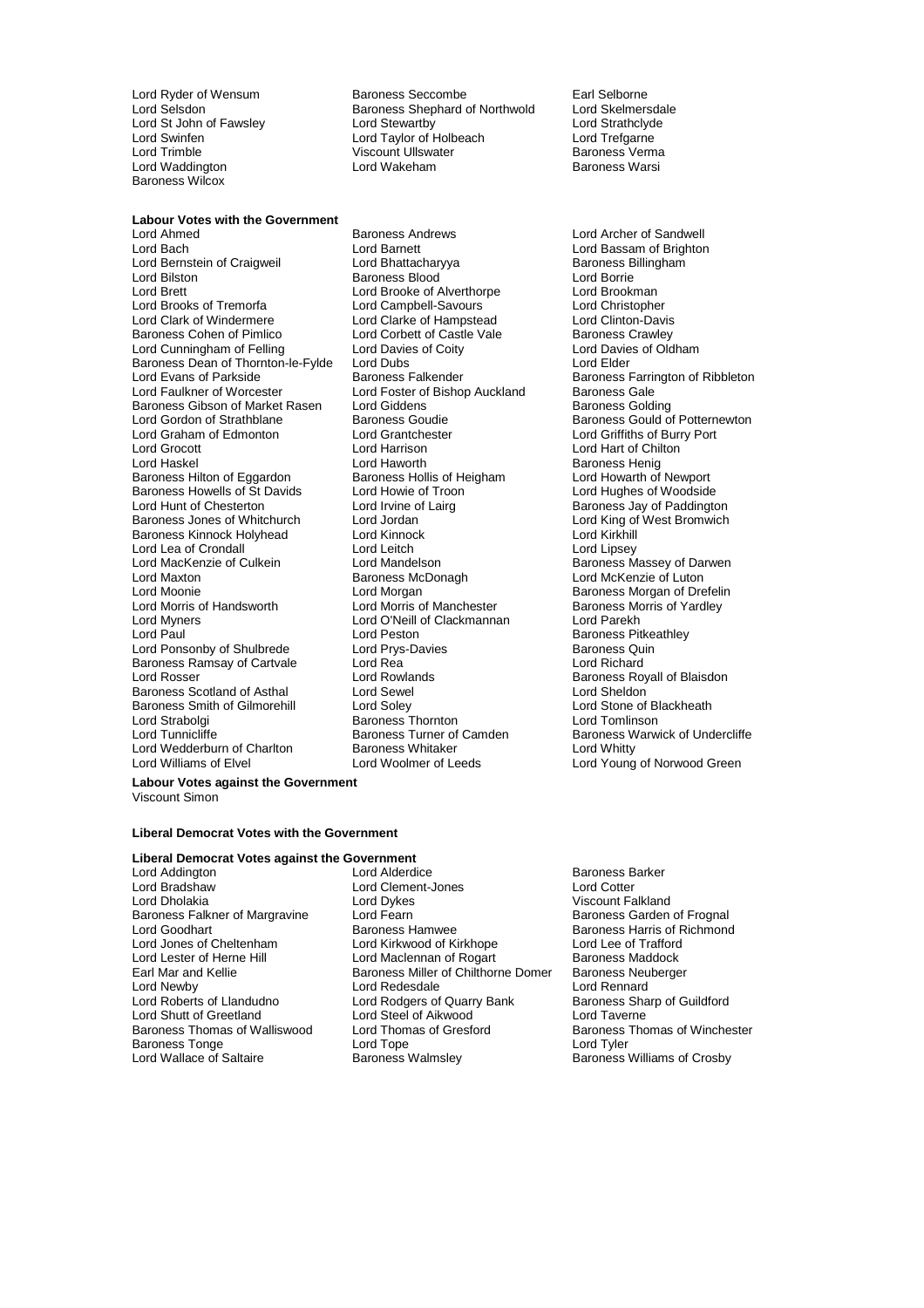Lord Ryder of Wensum
Baroness Seccombe
Earl Selborne
Lord Selsdon
Baroness Shephard of Northwold
Lord Skelmersdale
Lord St John of Fawsley
Lord Stewartby
Lord Strathclyde
Lord Swinfen
Lord Taylor of Holbeach
Lord Trefgarne
Lord Trimble
Viscount Ullswater
Baroness Verma
Lord Waddington
Lord Wakeham
Baroness Warsi
Baroness Wilcox

**Labour Votes with the Government**

Lord Ahmed
Baroness Andrews
Lord Archer of Sandwell
Lord Bach
Lord Barnett
Lord Bassam of Brighton
Lord Bernstein of Craigweil
Lord Bhattacharyya
Baroness Billingham
Lord Bilston
Baroness Blood
Lord Borrie
Lord Brett
Lord Brooke of Alverthorpe
Lord Brookman
Lord Brooks of Tremorfa
Lord Campbell-Savours
Lord Christopher
Lord Clark of Windermere
Lord Clarke of Hampstead
Lord Clinton-Davis
Baroness Cohen of Pimlico
Lord Corbett of Castle Vale
Baroness Crawley
Lord Cunningham of Felling
Lord Davies of Coity
Lord Davies of Oldham
Baroness Dean of Thornton-le-Fylde
Lord Dubs
Lord Elder
Lord Evans of Parkside
Baroness Falkender
Baroness Farrington of Ribbleton
Lord Faulkner of Worcester
Lord Foster of Bishop Auckland
Baroness Gale
Baroness Gibson of Market Rasen
Lord Giddens
Baroness Golding
Lord Gordon of Strathblane
Baroness Goudie
Baroness Gould of Potternewton
Lord Graham of Edmonton
Lord Grantchester
Lord Griffiths of Burry Port
Lord Grocott
Lord Harrison
Lord Hart of Chilton
Lord Haskel
Lord Haworth
Baroness Henig
Baroness Hilton of Eggardon
Baroness Hollis of Heigham
Lord Howarth of Newport
Baroness Howells of St Davids
Lord Howie of Troon
Lord Hughes of Woodside
Lord Hunt of Chesterton
Lord Irvine of Lairg
Baroness Jay of Paddington
Baroness Jones of Whitchurch
Lord Jordan
Lord King of West Bromwich
Baroness Kinnock Holyhead
Lord Kinnock
Lord Kirkhill
Lord Lea of Crondall
Lord Leitch
Lord Lipsey
Lord MacKenzie of Culkein
Lord Mandelson
Baroness Massey of Darwen
Lord Maxton
Baroness McDonagh
Lord McKenzie of Luton
Lord Moonie
Lord Morgan
Baroness Morgan of Drefelin
Lord Morris of Handsworth
Lord Morris of Manchester
Baroness Morris of Yardley
Lord Myners
Lord O'Neill of Clackmannan
Lord Parekh
Lord Paul
Lord Peston
Baroness Pitkeathley
Lord Ponsonby of Shulbrede
Lord Prys-Davies
Baroness Quin
Baroness Ramsay of Cartvale
Lord Rea
Lord Richard
Lord Rosser
Lord Rowlands
Baroness Royall of Blaisdon
Baroness Scotland of Asthal
Lord Sewel
Lord Sheldon
Baroness Smith of Gilmorehill
Lord Soley
Lord Stone of Blackheath
Lord Strabolgi
Baroness Thornton
Lord Tomlinson
Lord Tunnicliffe
Baroness Turner of Camden
Baroness Warwick of Undercliffe
Lord Wedderburn of Charlton
Baroness Whitaker
Lord Whitty
Lord Williams of Elvel
Lord Woolmer of Leeds
Lord Young of Norwood Green

**Labour Votes against the Government**

Viscount Simon

**Liberal Democrat Votes with the Government**

**Liberal Democrat Votes against the Government**

Lord Addington
Lord Alderdice
Baroness Barker
Lord Bradshaw
Lord Clement-Jones
Lord Cotter
Lord Dholakia
Lord Dykes
Viscount Falkland
Baroness Falkner of Margravine
Lord Fearn
Baroness Garden of Frognal
Lord Goodhart
Baroness Hamwee
Baroness Harris of Richmond
Lord Jones of Cheltenham
Lord Kirkwood of Kirkhope
Lord Lee of Trafford
Lord Lester of Herne Hill
Lord Maclennan of Rogart
Baroness Maddock
Earl Mar and Kellie
Baroness Miller of Chilthorne Domer
Baroness Neuberger
Lord Newby
Lord Redesdale
Lord Rennard
Lord Roberts of Llandudno
Lord Rodgers of Quarry Bank
Baroness Sharp of Guildford
Lord Shutt of Greetland
Lord Steel of Aikwood
Lord Taverne
Baroness Thomas of Walliswood
Lord Thomas of Gresford
Baroness Thomas of Winchester
Baroness Tonge
Lord Tope
Lord Tyler
Lord Wallace of Saltaire
Baroness Walmsley
Baroness Williams of Crosby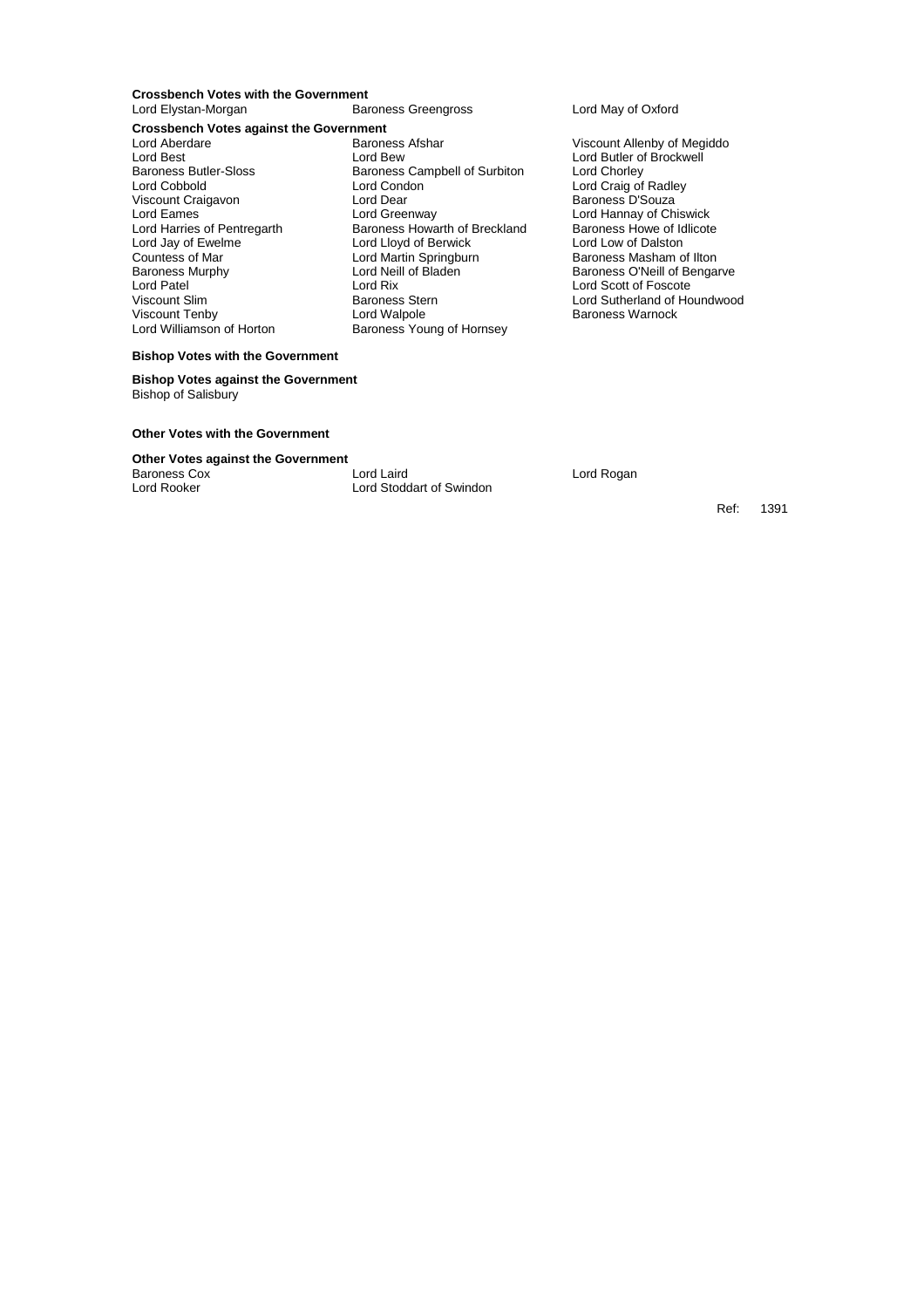**Crossbench Votes with the Government**

Lord Elystan-Morgan
Baroness Greengross
Lord May of Oxford

**Crossbench Votes against the Government**

Lord Aberdare
Baroness Afshar
Viscount Allenby of Megiddo
Lord Best
Lord Bew
Lord Butler of Brockwell
Baroness Butler-Sloss
Baroness Campbell of Surbiton
Lord Chorley
Lord Cobbold
Lord Condon
Lord Craig of Radley
Viscount Craigavon
Lord Dear
Baroness D'Souza
Lord Eames
Lord Greenway
Lord Hannay of Chiswick
Lord Harries of Pentregarth
Baroness Howarth of Breckland
Baroness Howe of Idlicote
Lord Jay of Ewelme
Lord Lloyd of Berwick
Lord Low of Dalston
Countess of Mar
Lord Martin Springburn
Baroness Masham of Ilton
Baroness Murphy
Lord Neill of Bladen
Baroness O'Neill of Bengarve
Lord Patel
Lord Rix
Lord Scott of Foscote
Viscount Slim
Baroness Stern
Lord Sutherland of Houndwood
Viscount Tenby
Lord Walpole
Baroness Warnock
Lord Williamson of Horton
Baroness Young of Hornsey

**Bishop Votes with the Government**

**Bishop Votes against the Government**

Bishop of Salisbury

**Other Votes with the Government**

**Other Votes against the Government**

Baroness Cox
Lord Laird
Lord Rogan
Lord Rooker
Lord Stoddart of Swindon

Ref: 1391